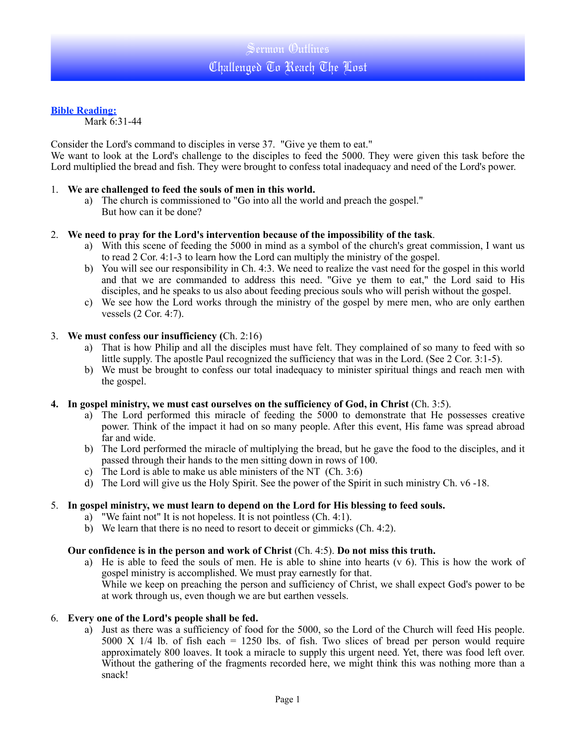# Sermon Outlines
## Challenged To Reach The Lost

**Bible Reading:**
Mark 6:31-44

Consider the Lord's command to disciples in verse 37. "Give ye them to eat."
We want to look at the Lord's challenge to the disciples to feed the 5000. They were given this task before the Lord multiplied the bread and fish. They were brought to confess total inadequacy and need of the Lord's power.

1. **We are challenged to feed the souls of men in this world.**
   a) The church is commissioned to "Go into all the world and preach the gospel."
   But how can it be done?

2. **We need to pray for the Lord's intervention because of the impossibility of the task**.
   a) With this scene of feeding the 5000 in mind as a symbol of the church's great commission, I want us to read 2 Cor. 4:1-3 to learn how the Lord can multiply the ministry of the gospel.
   b) You will see our responsibility in Ch. 4:3. We need to realize the vast need for the gospel in this world and that we are commanded to address this need. "Give ye them to eat," the Lord said to His disciples, and he speaks to us also about feeding precious souls who will perish without the gospel.
   c) We see how the Lord works through the ministry of the gospel by mere men, who are only earthen vessels (2 Cor. 4:7).

3. **We must confess our insufficiency (**Ch. 2:16)
   a) That is how Philip and all the disciples must have felt. They complained of so many to feed with so little supply. The apostle Paul recognized the sufficiency that was in the Lord. (See 2 Cor. 3:1-5).
   b) We must be brought to confess our total inadequacy to minister spiritual things and reach men with the gospel.

4. **In gospel ministry, we must cast ourselves on the sufficiency of God, in Christ** (Ch. 3:5).
   a) The Lord performed this miracle of feeding the 5000 to demonstrate that He possesses creative power. Think of the impact it had on so many people. After this event, His fame was spread abroad far and wide.
   b) The Lord performed the miracle of multiplying the bread, but he gave the food to the disciples, and it passed through their hands to the men sitting down in rows of 100.
   c) The Lord is able to make us able ministers of the NT (Ch. 3:6)
   d) The Lord will give us the Holy Spirit. See the power of the Spirit in such ministry Ch. v6 -18.

5. **In gospel ministry, we must learn to depend on the Lord for His blessing to feed souls.**
   a) "We faint not" It is not hopeless. It is not pointless (Ch. 4:1).
   b) We learn that there is no need to resort to deceit or gimmicks (Ch. 4:2).

   **Our confidence is in the person and work of Christ** (Ch. 4:5). **Do not miss this truth.**
   a) He is able to feed the souls of men. He is able to shine into hearts (v 6). This is how the work of gospel ministry is accomplished. We must pray earnestly for that.
   While we keep on preaching the person and sufficiency of Christ, we shall expect God's power to be at work through us, even though we are but earthen vessels.

6. **Every one of the Lord's people shall be fed.**
   a) Just as there was a sufficiency of food for the 5000, so the Lord of the Church will feed His people. 5000 X 1/4 lb. of fish each = 1250 lbs. of fish. Two slices of bread per person would require approximately 800 loaves. It took a miracle to supply this urgent need. Yet, there was food left over. Without the gathering of the fragments recorded here, we might think this was nothing more than a snack!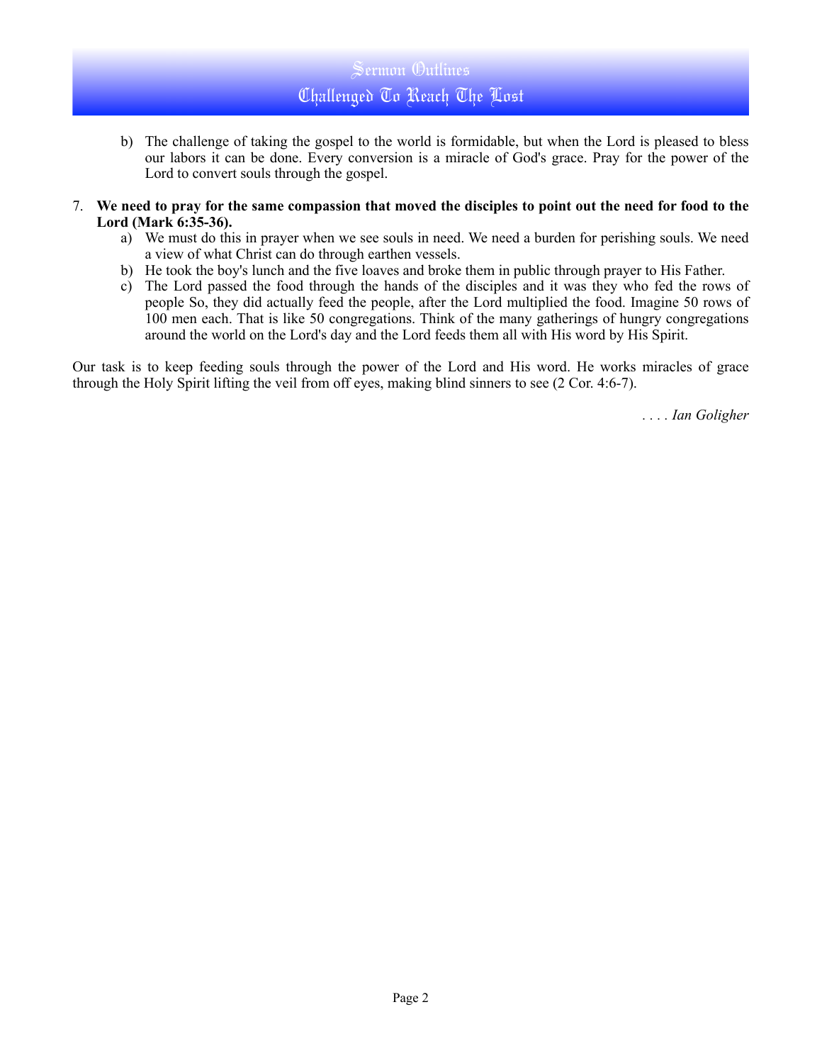b) The challenge of taking the gospel to the world is formidable, but when the Lord is pleased to bless our labors it can be done. Every conversion is a miracle of God's grace. Pray for the power of the Lord to convert souls through the gospel.

7. **We need to pray for the same compassion that moved the disciples to point out the need for food to the Lord (Mark 6:35-36).**
   a) We must do this in prayer when we see souls in need. We need a burden for perishing souls. We need a view of what Christ can do through earthen vessels.
   b) He took the boy's lunch and the five loaves and broke them in public through prayer to His Father.
   c) The Lord passed the food through the hands of the disciples and it was they who fed the rows of people So, they did actually feed the people, after the Lord multiplied the food. Imagine 50 rows of 100 men each. That is like 50 congregations. Think of the many gatherings of hungry congregations around the world on the Lord's day and the Lord feeds them all with His word by His Spirit.

Our task is to keep feeding souls through the power of the Lord and His word. He works miracles of grace through the Holy Spirit lifting the veil from off eyes, making blind sinners to see (2 Cor. 4:6-7).

. . . . *Ian Goligher*